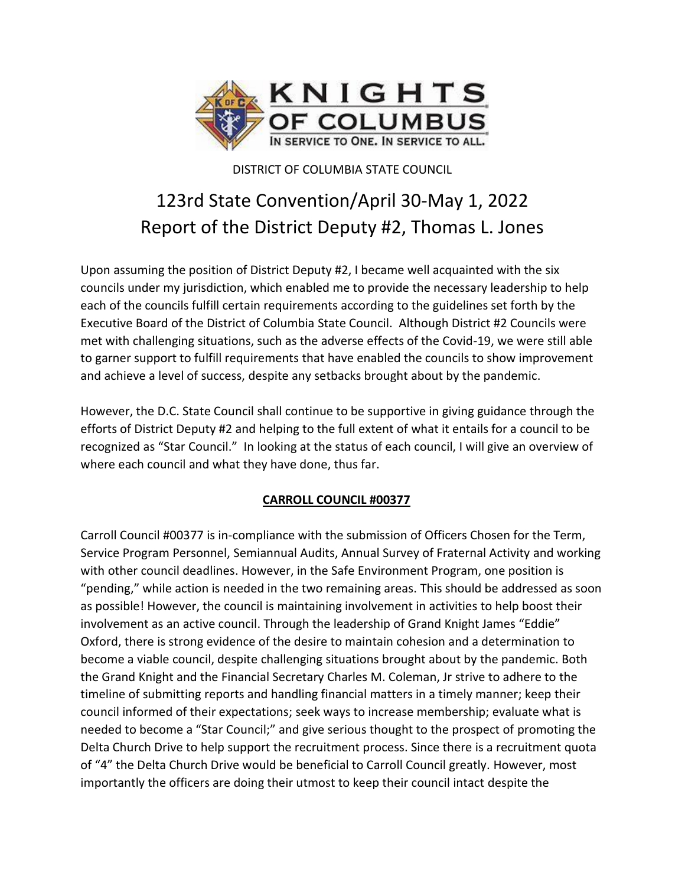KNIGHTS OF COLUMBUS

IN SERVICE TO ONE. IN SERVICE TO ALL.

DISTRICT OF COLUMBIA STATE COUNCIL

# 123rd State Convention/April 30-May 1, 2022
# Report of the District Deputy #2, Thomas L. Jones

Upon assuming the position of District Deputy #2, I became well acquainted with the six councils under my jurisdiction, which enabled me to provide the necessary leadership to help each of the councils fulfill certain requirements according to the guidelines set forth by the Executive Board of the District of Columbia State Council. Although District #2 Councils were met with challenging situations, such as the adverse effects of the Covid-19, we were still able to garner support to fulfill requirements that have enabled the councils to show improvement and achieve a level of success, despite any setbacks brought about by the pandemic.

However, the D.C. State Council shall continue to be supportive in giving guidance through the efforts of District Deputy #2 and helping to the full extent of what it entails for a council to be recognized as "Star Council." In looking at the status of each council, I will give an overview of where each council and what they have done, thus far.

## CARROLL COUNCIL #00377

Carroll Council #00377 is in-compliance with the submission of Officers Chosen for the Term, Service Program Personnel, Semiannual Audits, Annual Survey of Fraternal Activity and working with other council deadlines. However, in the Safe Environment Program, one position is "pending," while action is needed in the two remaining areas. This should be addressed as soon as possible! However, the council is maintaining involvement in activities to help boost their involvement as an active council. Through the leadership of Grand Knight James "Eddie" Oxford, there is strong evidence of the desire to maintain cohesion and a determination to become a viable council, despite challenging situations brought about by the pandemic. Both the Grand Knight and the Financial Secretary Charles M. Coleman, Jr strive to adhere to the timeline of submitting reports and handling financial matters in a timely manner; keep their council informed of their expectations; seek ways to increase membership; evaluate what is needed to become a "Star Council;" and give serious thought to the prospect of promoting the Delta Church Drive to help support the recruitment process. Since there is a recruitment quota of "4" the Delta Church Drive would be beneficial to Carroll Council greatly. However, most importantly the officers are doing their utmost to keep their council intact despite the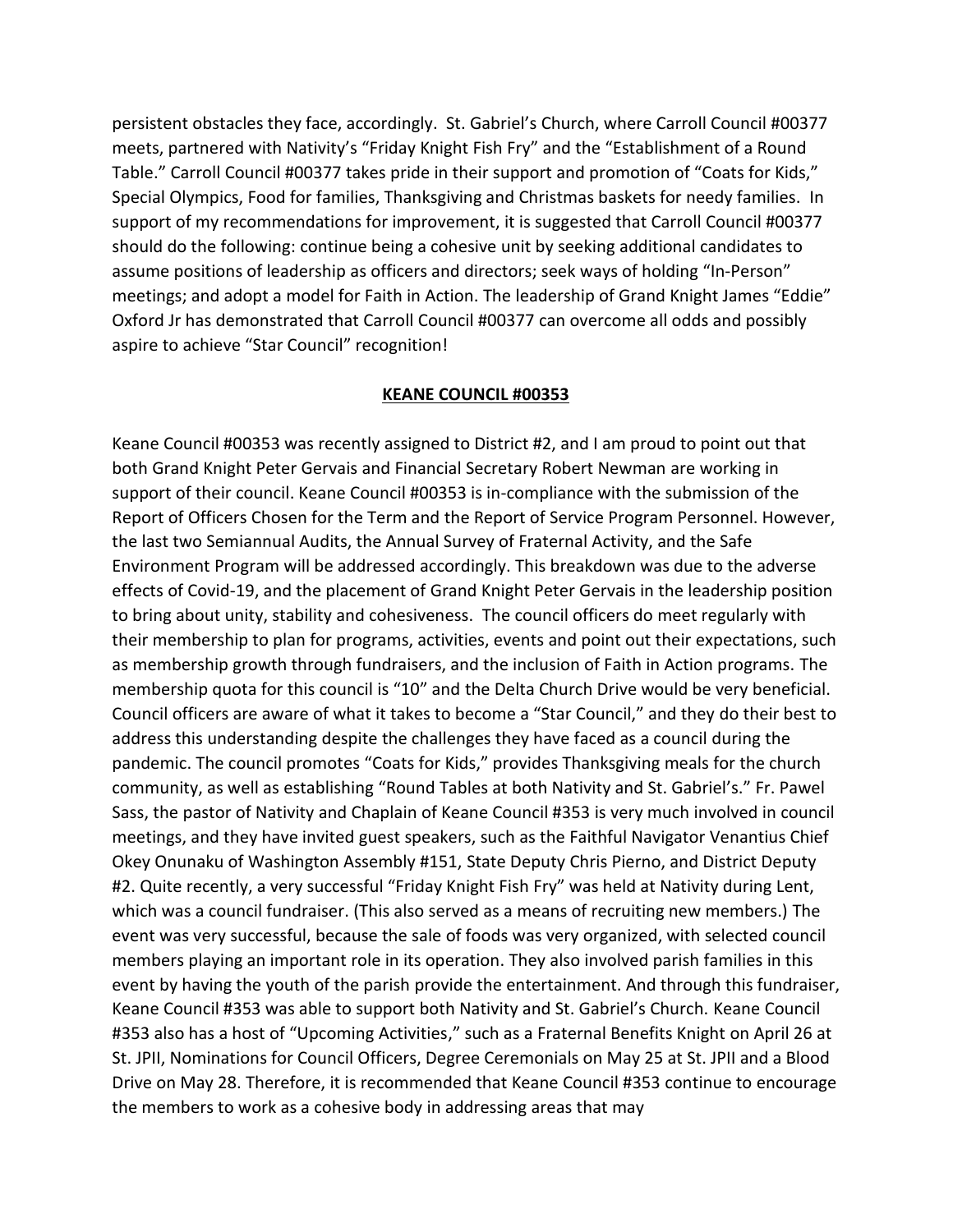persistent obstacles they face, accordingly. St. Gabriel's Church, where Carroll Council #00377 meets, partnered with Nativity's "Friday Knight Fish Fry" and the "Establishment of a Round Table." Carroll Council #00377 takes pride in their support and promotion of "Coats for Kids," Special Olympics, Food for families, Thanksgiving and Christmas baskets for needy families. In support of my recommendations for improvement, it is suggested that Carroll Council #00377 should do the following: continue being a cohesive unit by seeking additional candidates to assume positions of leadership as officers and directors; seek ways of holding "In-Person" meetings; and adopt a model for Faith in Action. The leadership of Grand Knight James "Eddie" Oxford Jr has demonstrated that Carroll Council #00377 can overcome all odds and possibly aspire to achieve "Star Council" recognition!

## KEANE COUNCIL #00353

Keane Council #00353 was recently assigned to District #2, and I am proud to point out that both Grand Knight Peter Gervais and Financial Secretary Robert Newman are working in support of their council. Keane Council #00353 is in-compliance with the submission of the Report of Officers Chosen for the Term and the Report of Service Program Personnel. However, the last two Semiannual Audits, the Annual Survey of Fraternal Activity, and the Safe Environment Program will be addressed accordingly. This breakdown was due to the adverse effects of Covid-19, and the placement of Grand Knight Peter Gervais in the leadership position to bring about unity, stability and cohesiveness. The council officers do meet regularly with their membership to plan for programs, activities, events and point out their expectations, such as membership growth through fundraisers, and the inclusion of Faith in Action programs. The membership quota for this council is "10" and the Delta Church Drive would be very beneficial. Council officers are aware of what it takes to become a "Star Council," and they do their best to address this understanding despite the challenges they have faced as a council during the pandemic. The council promotes "Coats for Kids," provides Thanksgiving meals for the church community, as well as establishing "Round Tables at both Nativity and St. Gabriel's." Fr. Pawel Sass, the pastor of Nativity and Chaplain of Keane Council #353 is very much involved in council meetings, and they have invited guest speakers, such as the Faithful Navigator Venantius Chief Okey Onunaku of Washington Assembly #151, State Deputy Chris Pierno, and District Deputy #2. Quite recently, a very successful "Friday Knight Fish Fry" was held at Nativity during Lent, which was a council fundraiser. (This also served as a means of recruiting new members.) The event was very successful, because the sale of foods was very organized, with selected council members playing an important role in its operation. They also involved parish families in this event by having the youth of the parish provide the entertainment. And through this fundraiser, Keane Council #353 was able to support both Nativity and St. Gabriel's Church. Keane Council #353 also has a host of "Upcoming Activities," such as a Fraternal Benefits Knight on April 26 at St. JPII, Nominations for Council Officers, Degree Ceremonials on May 25 at St. JPII and a Blood Drive on May 28. Therefore, it is recommended that Keane Council #353 continue to encourage the members to work as a cohesive body in addressing areas that may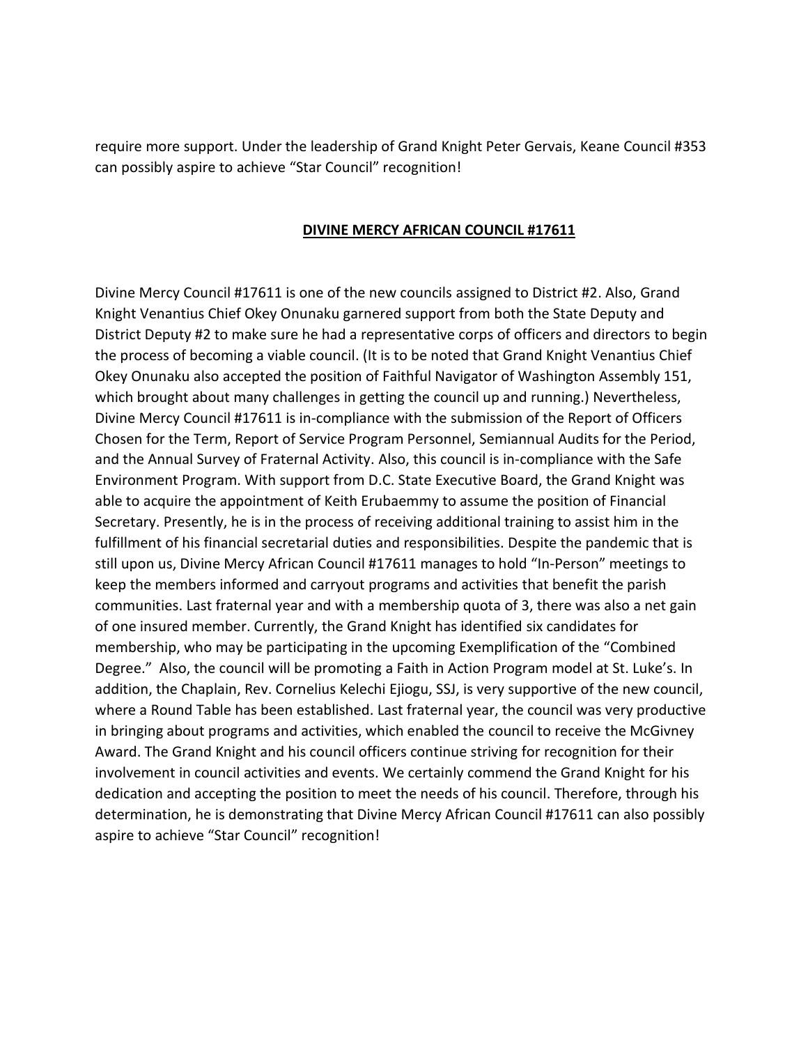require more support. Under the leadership of Grand Knight Peter Gervais, Keane Council #353 can possibly aspire to achieve "Star Council" recognition!

## **DIVINE MERCY AFRICAN COUNCIL #17611**

Divine Mercy Council #17611 is one of the new councils assigned to District #2. Also, Grand Knight Venantius Chief Okey Onunaku garnered support from both the State Deputy and District Deputy #2 to make sure he had a representative corps of officers and directors to begin the process of becoming a viable council. (It is to be noted that Grand Knight Venantius Chief Okey Onunaku also accepted the position of Faithful Navigator of Washington Assembly 151, which brought about many challenges in getting the council up and running.) Nevertheless, Divine Mercy Council #17611 is in-compliance with the submission of the Report of Officers Chosen for the Term, Report of Service Program Personnel, Semiannual Audits for the Period, and the Annual Survey of Fraternal Activity. Also, this council is in-compliance with the Safe Environment Program. With support from D.C. State Executive Board, the Grand Knight was able to acquire the appointment of Keith Erubaemmy to assume the position of Financial Secretary. Presently, he is in the process of receiving additional training to assist him in the fulfillment of his financial secretarial duties and responsibilities. Despite the pandemic that is still upon us, Divine Mercy African Council #17611 manages to hold "In-Person" meetings to keep the members informed and carryout programs and activities that benefit the parish communities. Last fraternal year and with a membership quota of 3, there was also a net gain of one insured member. Currently, the Grand Knight has identified six candidates for membership, who may be participating in the upcoming Exemplification of the "Combined Degree." Also, the council will be promoting a Faith in Action Program model at St. Luke's. In addition, the Chaplain, Rev. Cornelius Kelechi Ejiogu, SSJ, is very supportive of the new council, where a Round Table has been established. Last fraternal year, the council was very productive in bringing about programs and activities, which enabled the council to receive the McGivney Award. The Grand Knight and his council officers continue striving for recognition for their involvement in council activities and events. We certainly commend the Grand Knight for his dedication and accepting the position to meet the needs of his council. Therefore, through his determination, he is demonstrating that Divine Mercy African Council #17611 can also possibly aspire to achieve "Star Council" recognition!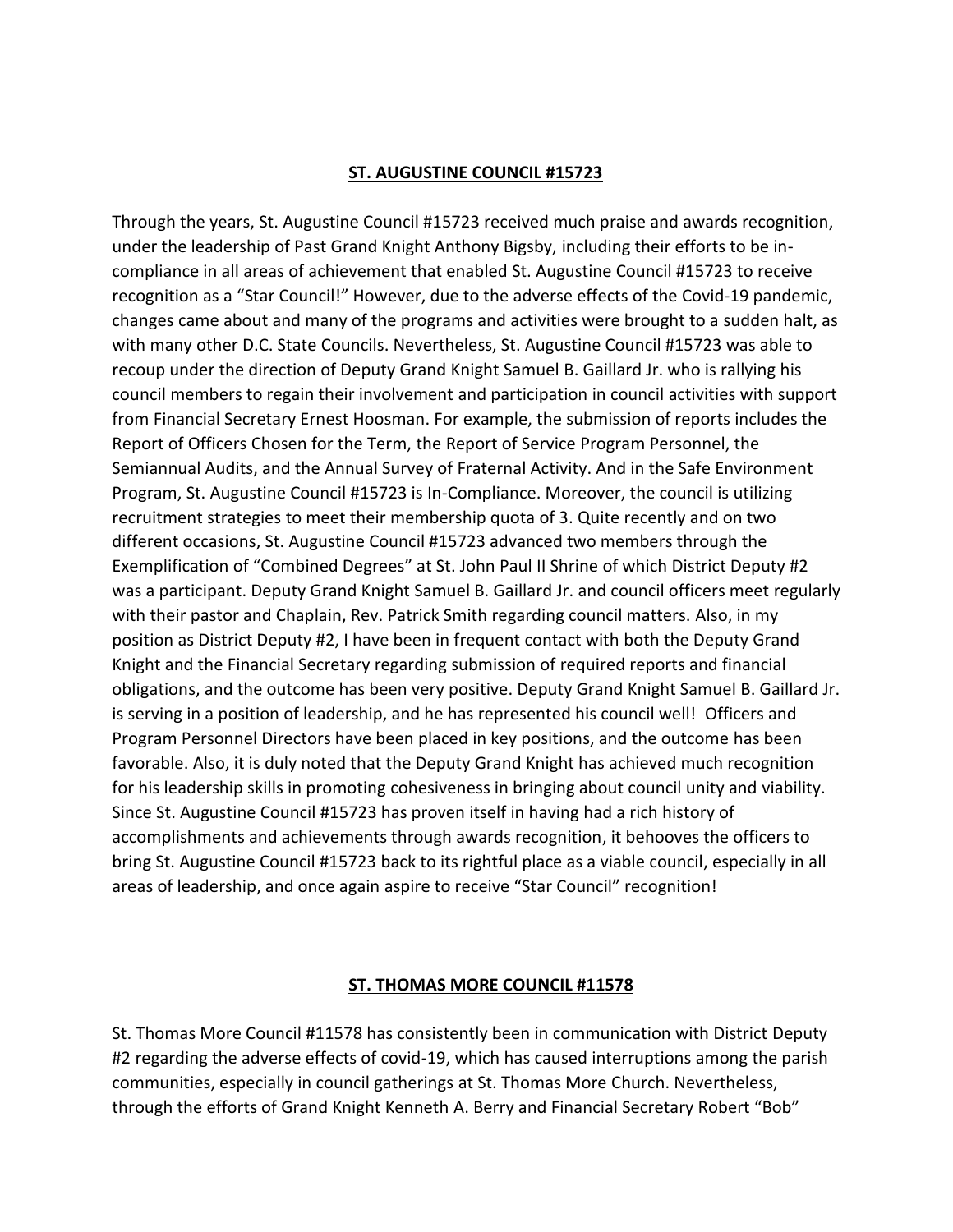**ST. AUGUSTINE COUNCIL #15723**

Through the years, St. Augustine Council #15723 received much praise and awards recognition, under the leadership of Past Grand Knight Anthony Bigsby, including their efforts to be in-compliance in all areas of achievement that enabled St. Augustine Council #15723 to receive recognition as a "Star Council!" However, due to the adverse effects of the Covid-19 pandemic, changes came about and many of the programs and activities were brought to a sudden halt, as with many other D.C. State Councils. Nevertheless, St. Augustine Council #15723 was able to recoup under the direction of Deputy Grand Knight Samuel B. Gaillard Jr. who is rallying his council members to regain their involvement and participation in council activities with support from Financial Secretary Ernest Hoosman. For example, the submission of reports includes the Report of Officers Chosen for the Term, the Report of Service Program Personnel, the Semiannual Audits, and the Annual Survey of Fraternal Activity. And in the Safe Environment Program, St. Augustine Council #15723 is In-Compliance. Moreover, the council is utilizing recruitment strategies to meet their membership quota of 3. Quite recently and on two different occasions, St. Augustine Council #15723 advanced two members through the Exemplification of "Combined Degrees" at St. John Paul II Shrine of which District Deputy #2 was a participant. Deputy Grand Knight Samuel B. Gaillard Jr. and council officers meet regularly with their pastor and Chaplain, Rev. Patrick Smith regarding council matters. Also, in my position as District Deputy #2, I have been in frequent contact with both the Deputy Grand Knight and the Financial Secretary regarding submission of required reports and financial obligations, and the outcome has been very positive. Deputy Grand Knight Samuel B. Gaillard Jr. is serving in a position of leadership, and he has represented his council well! Officers and Program Personnel Directors have been placed in key positions, and the outcome has been favorable. Also, it is duly noted that the Deputy Grand Knight has achieved much recognition for his leadership skills in promoting cohesiveness in bringing about council unity and viability. Since St. Augustine Council #15723 has proven itself in having had a rich history of accomplishments and achievements through awards recognition, it behooves the officers to bring St. Augustine Council #15723 back to its rightful place as a viable council, especially in all areas of leadership, and once again aspire to receive "Star Council" recognition!

**ST. THOMAS MORE COUNCIL #11578**

St. Thomas More Council #11578 has consistently been in communication with District Deputy #2 regarding the adverse effects of covid-19, which has caused interruptions among the parish communities, especially in council gatherings at St. Thomas More Church. Nevertheless, through the efforts of Grand Knight Kenneth A. Berry and Financial Secretary Robert "Bob"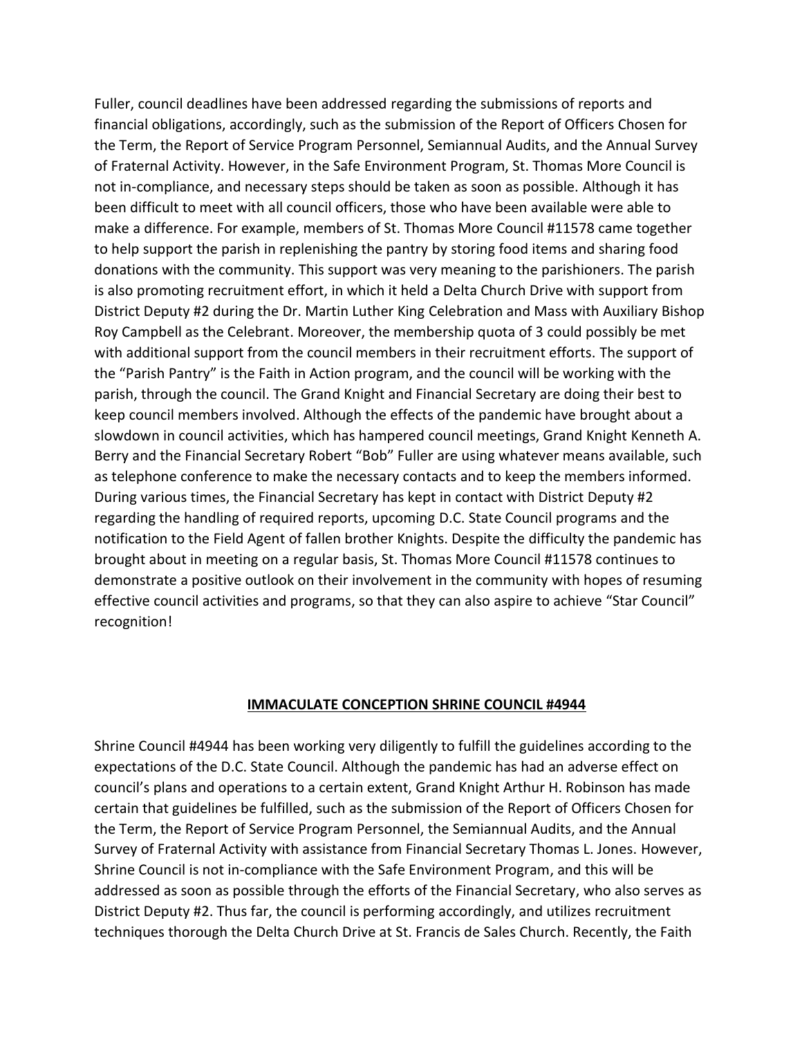Fuller, council deadlines have been addressed regarding the submissions of reports and financial obligations, accordingly, such as the submission of the Report of Officers Chosen for the Term, the Report of Service Program Personnel, Semiannual Audits, and the Annual Survey of Fraternal Activity. However, in the Safe Environment Program, St. Thomas More Council is not in-compliance, and necessary steps should be taken as soon as possible. Although it has been difficult to meet with all council officers, those who have been available were able to make a difference. For example, members of St. Thomas More Council #11578 came together to help support the parish in replenishing the pantry by storing food items and sharing food donations with the community. This support was very meaning to the parishioners. The parish is also promoting recruitment effort, in which it held a Delta Church Drive with support from District Deputy #2 during the Dr. Martin Luther King Celebration and Mass with Auxiliary Bishop Roy Campbell as the Celebrant. Moreover, the membership quota of 3 could possibly be met with additional support from the council members in their recruitment efforts. The support of the "Parish Pantry" is the Faith in Action program, and the council will be working with the parish, through the council. The Grand Knight and Financial Secretary are doing their best to keep council members involved. Although the effects of the pandemic have brought about a slowdown in council activities, which has hampered council meetings, Grand Knight Kenneth A. Berry and the Financial Secretary Robert "Bob" Fuller are using whatever means available, such as telephone conference to make the necessary contacts and to keep the members informed. During various times, the Financial Secretary has kept in contact with District Deputy #2 regarding the handling of required reports, upcoming D.C. State Council programs and the notification to the Field Agent of fallen brother Knights. Despite the difficulty the pandemic has brought about in meeting on a regular basis, St. Thomas More Council #11578 continues to demonstrate a positive outlook on their involvement in the community with hopes of resuming effective council activities and programs, so that they can also aspire to achieve "Star Council" recognition!

## IMMACULATE CONCEPTION SHRINE COUNCIL #4944

Shrine Council #4944 has been working very diligently to fulfill the guidelines according to the expectations of the D.C. State Council. Although the pandemic has had an adverse effect on council's plans and operations to a certain extent, Grand Knight Arthur H. Robinson has made certain that guidelines be fulfilled, such as the submission of the Report of Officers Chosen for the Term, the Report of Service Program Personnel, the Semiannual Audits, and the Annual Survey of Fraternal Activity with assistance from Financial Secretary Thomas L. Jones. However, Shrine Council is not in-compliance with the Safe Environment Program, and this will be addressed as soon as possible through the efforts of the Financial Secretary, who also serves as District Deputy #2. Thus far, the council is performing accordingly, and utilizes recruitment techniques thorough the Delta Church Drive at St. Francis de Sales Church. Recently, the Faith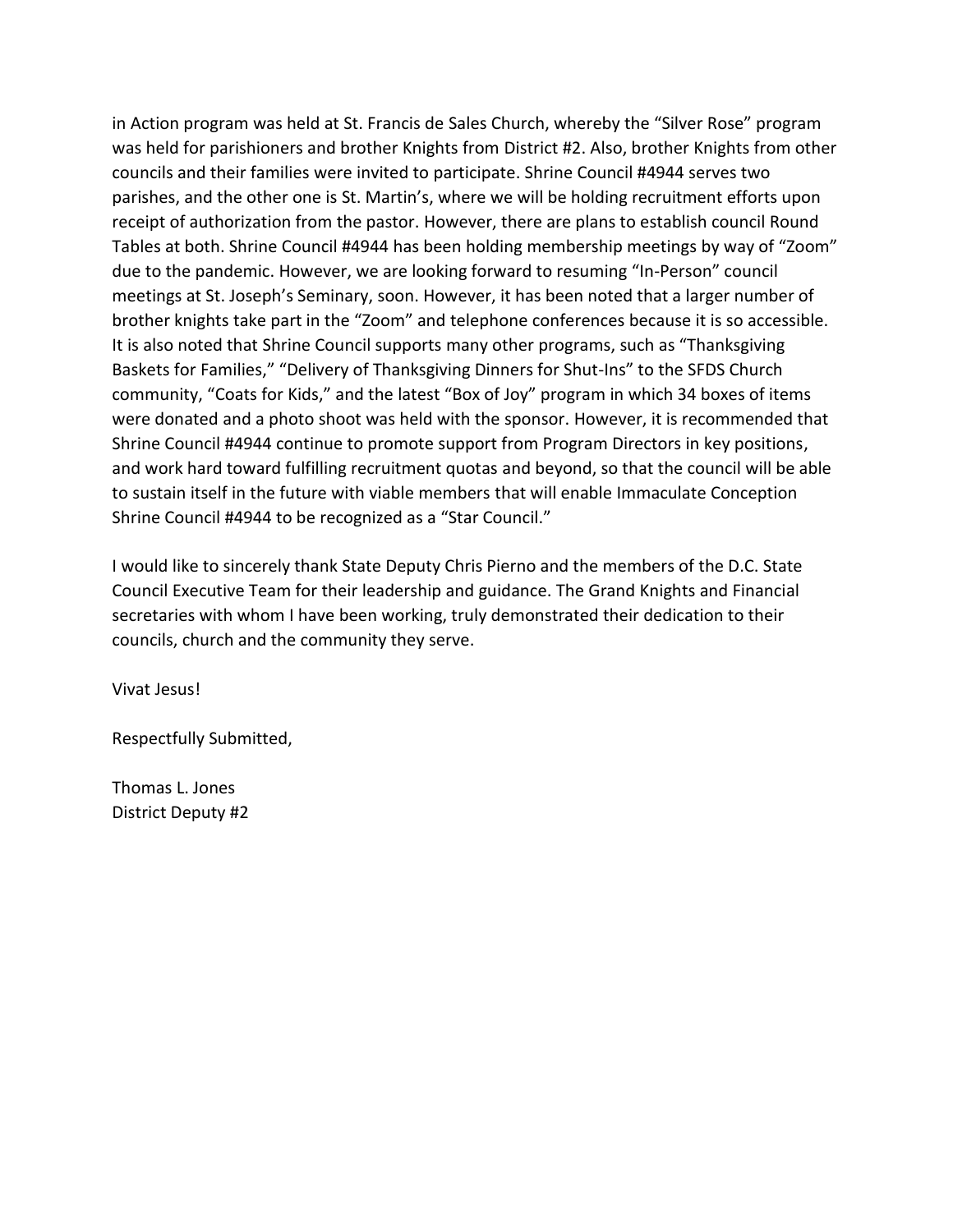in Action program was held at St. Francis de Sales Church, whereby the "Silver Rose" program was held for parishioners and brother Knights from District #2. Also, brother Knights from other councils and their families were invited to participate. Shrine Council #4944 serves two parishes, and the other one is St. Martin's, where we will be holding recruitment efforts upon receipt of authorization from the pastor. However, there are plans to establish council Round Tables at both. Shrine Council #4944 has been holding membership meetings by way of "Zoom" due to the pandemic. However, we are looking forward to resuming "In-Person" council meetings at St. Joseph's Seminary, soon. However, it has been noted that a larger number of brother knights take part in the "Zoom" and telephone conferences because it is so accessible. It is also noted that Shrine Council supports many other programs, such as "Thanksgiving Baskets for Families," "Delivery of Thanksgiving Dinners for Shut-Ins" to the SFDS Church community, "Coats for Kids," and the latest "Box of Joy" program in which 34 boxes of items were donated and a photo shoot was held with the sponsor. However, it is recommended that Shrine Council #4944 continue to promote support from Program Directors in key positions, and work hard toward fulfilling recruitment quotas and beyond, so that the council will be able to sustain itself in the future with viable members that will enable Immaculate Conception Shrine Council #4944 to be recognized as a "Star Council."

I would like to sincerely thank State Deputy Chris Pierno and the members of the D.C. State Council Executive Team for their leadership and guidance. The Grand Knights and Financial secretaries with whom I have been working, truly demonstrated their dedication to their councils, church and the community they serve.

Vivat Jesus!

Respectfully Submitted,

Thomas L. Jones
District Deputy #2